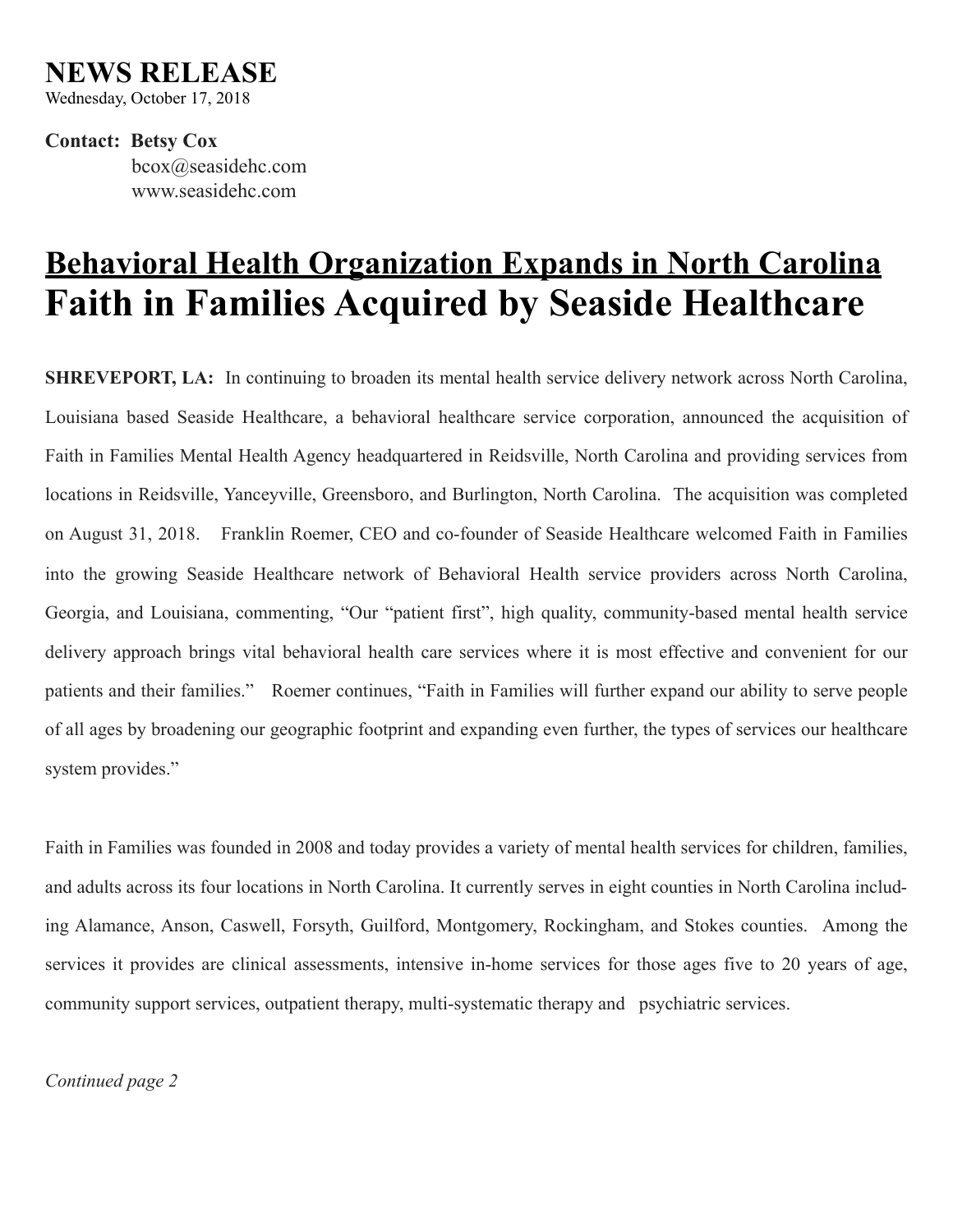# NEWS RELEASE

Wednesday, October 17, 2018

**Contact: Betsy Cox**
bcox@seasidehc.com
www.seasidehc.com

## Behavioral Health Organization Expands in North Carolina

# Faith in Families Acquired by Seaside Healthcare

**SHREVEPORT, LA:** In continuing to broaden its mental health service delivery network across North Carolina, Louisiana based Seaside Healthcare, a behavioral healthcare service corporation, announced the acquisition of Faith in Families Mental Health Agency headquartered in Reidsville, North Carolina and providing services from locations in Reidsville, Yanceyville, Greensboro, and Burlington, North Carolina. The acquisition was completed on August 31, 2018. Franklin Roemer, CEO and co-founder of Seaside Healthcare welcomed Faith in Families into the growing Seaside Healthcare network of Behavioral Health service providers across North Carolina, Georgia, and Louisiana, commenting, "Our "patient first", high quality, community-based mental health service delivery approach brings vital behavioral health care services where it is most effective and convenient for our patients and their families." Roemer continues, "Faith in Families will further expand our ability to serve people of all ages by broadening our geographic footprint and expanding even further, the types of services our healthcare system provides."

Faith in Families was founded in 2008 and today provides a variety of mental health services for children, families, and adults across its four locations in North Carolina. It currently serves in eight counties in North Carolina including Alamance, Anson, Caswell, Forsyth, Guilford, Montgomery, Rockingham, and Stokes counties. Among the services it provides are clinical assessments, intensive in-home services for those ages five to 20 years of age, community support services, outpatient therapy, multi-systematic therapy and psychiatric services.

*Continued page 2*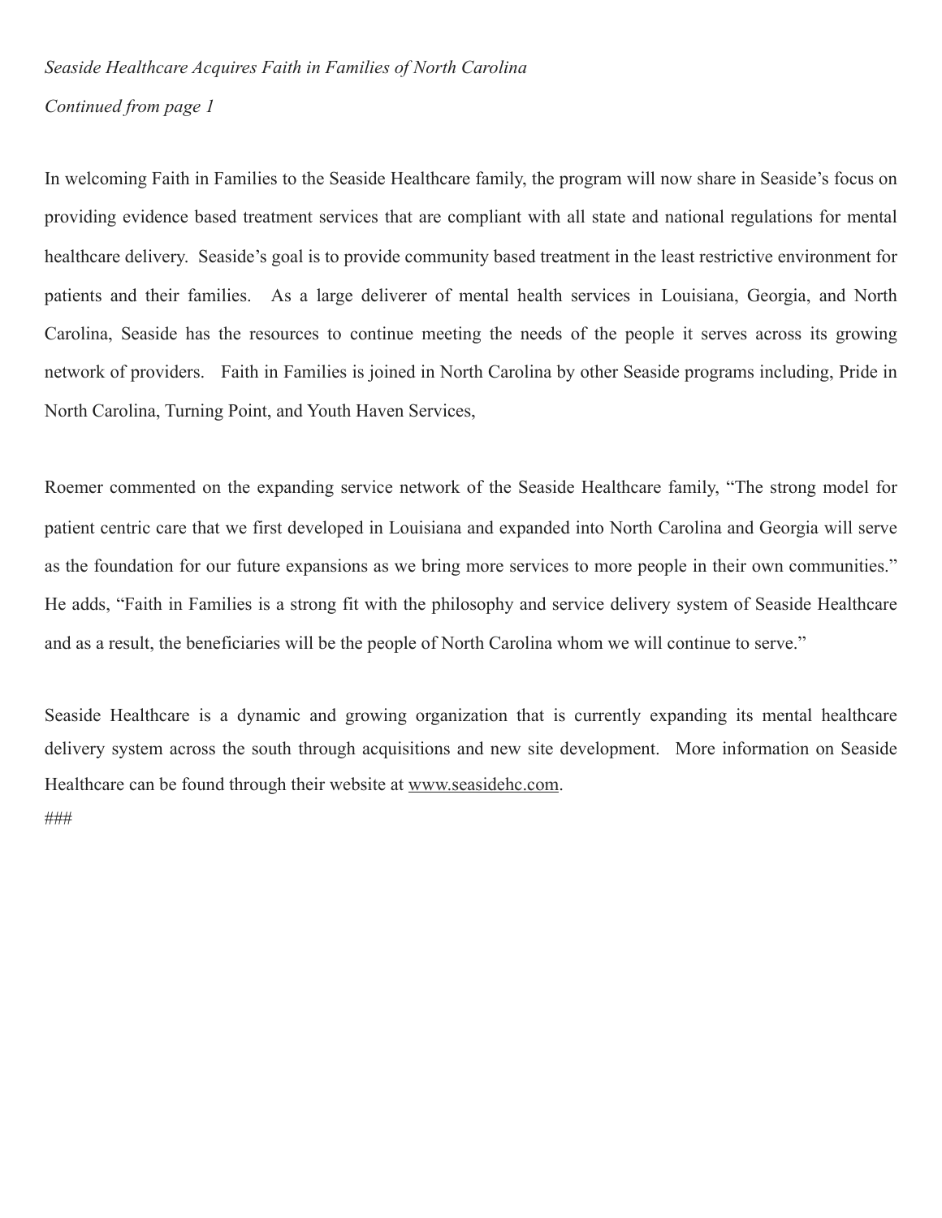*Seaside Healthcare Acquires Faith in Families of North Carolina*

*Continued from page 1*

In welcoming Faith in Families to the Seaside Healthcare family, the program will now share in Seaside's focus on providing evidence based treatment services that are compliant with all state and national regulations for mental healthcare delivery. Seaside's goal is to provide community based treatment in the least restrictive environment for patients and their families. As a large deliverer of mental health services in Louisiana, Georgia, and North Carolina, Seaside has the resources to continue meeting the needs of the people it serves across its growing network of providers. Faith in Families is joined in North Carolina by other Seaside programs including, Pride in North Carolina, Turning Point, and Youth Haven Services,

Roemer commented on the expanding service network of the Seaside Healthcare family, "The strong model for patient centric care that we first developed in Louisiana and expanded into North Carolina and Georgia will serve as the foundation for our future expansions as we bring more services to more people in their own communities." He adds, "Faith in Families is a strong fit with the philosophy and service delivery system of Seaside Healthcare and as a result, the beneficiaries will be the people of North Carolina whom we will continue to serve."

Seaside Healthcare is a dynamic and growing organization that is currently expanding its mental healthcare delivery system across the south through acquisitions and new site development. More information on Seaside Healthcare can be found through their website at www.seasidehc.com.

###